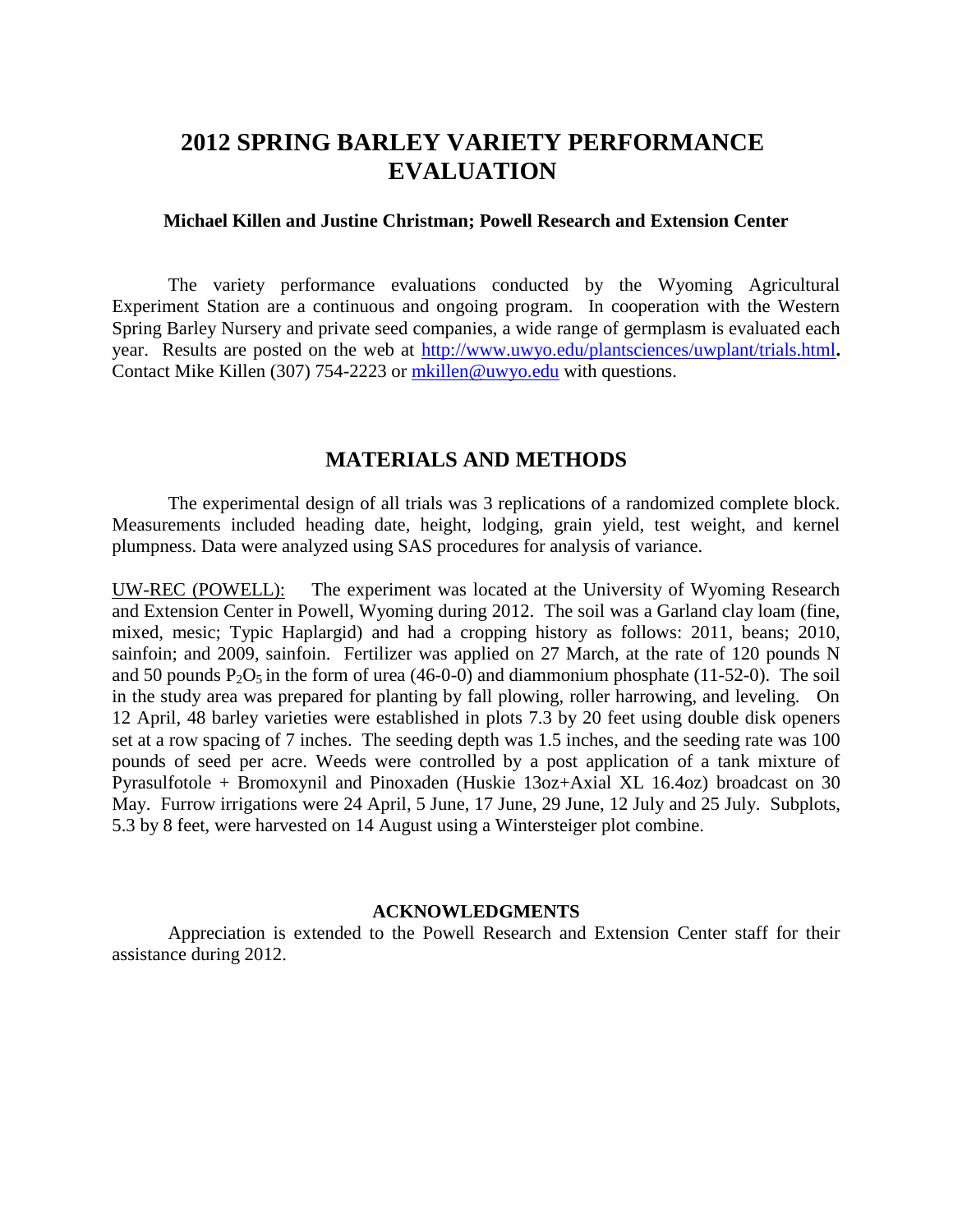# 2012 SPRING BARLEY VARIETY PERFORMANCE EVALUATION

**Michael Killen and Justine Christman; Powell Research and Extension Center**

The variety performance evaluations conducted by the Wyoming Agricultural Experiment Station are a continuous and ongoing program. In cooperation with the Western Spring Barley Nursery and private seed companies, a wide range of germplasm is evaluated each year. Results are posted on the web at http://www.uwyo.edu/plantsciences/uwplant/trials.html**.** Contact Mike Killen (307) 754-2223 or mkillen@uwyo.edu with questions.

## MATERIALS AND METHODS

The experimental design of all trials was 3 replications of a randomized complete block. Measurements included heading date, height, lodging, grain yield, test weight, and kernel plumpness. Data were analyzed using SAS procedures for analysis of variance.

UW-REC (POWELL): The experiment was located at the University of Wyoming Research and Extension Center in Powell, Wyoming during 2012. The soil was a Garland clay loam (fine, mixed, mesic; Typic Haplargid) and had a cropping history as follows: 2011, beans; 2010, sainfoin; and 2009, sainfoin. Fertilizer was applied on 27 March, at the rate of 120 pounds N and 50 pounds $P_2O_5$ in the form of urea (46-0-0) and diammonium phosphate (11-52-0). The soil in the study area was prepared for planting by fall plowing, roller harrowing, and leveling. On 12 April, 48 barley varieties were established in plots 7.3 by 20 feet using double disk openers set at a row spacing of 7 inches. The seeding depth was 1.5 inches, and the seeding rate was 100 pounds of seed per acre. Weeds were controlled by a post application of a tank mixture of Pyrasulfotole + Bromoxynil and Pinoxaden (Huskie 13oz+Axial XL 16.4oz) broadcast on 30 May. Furrow irrigations were 24 April, 5 June, 17 June, 29 June, 12 July and 25 July. Subplots, 5.3 by 8 feet, were harvested on 14 August using a Wintersteiger plot combine.

### ACKNOWLEDGMENTS

Appreciation is extended to the Powell Research and Extension Center staff for their assistance during 2012.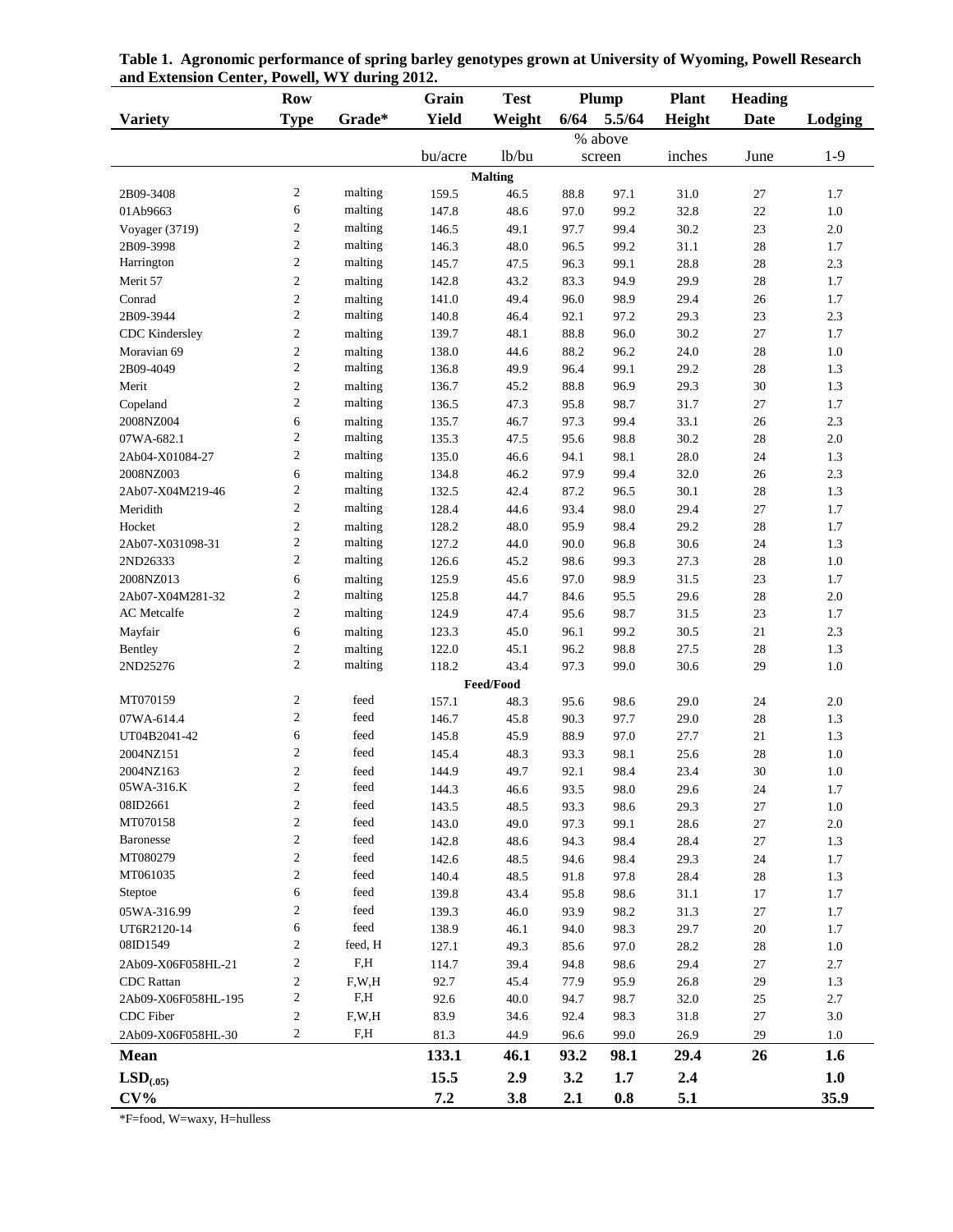**Table 1. Agronomic performance of spring barley genotypes grown at University of Wyoming, Powell Research and Extension Center, Powell, WY during 2012.**

| Variety | Row Type | Grade* | Grain Yield | Test Weight | Plump 6/64 | Plump 5.5/64 | Plant Height | Heading Date | Lodging |
|---|---|---|---|---|---|---|---|---|---|
| | | | bu/acre | lb/bu | % above screen | | inches | June | 1-9 |
| **Malting** | | | | | | | | | |
| 2B09-3408 | 2 | malting | 159.5 | 46.5 | 88.8 | 97.1 | 31.0 | 27 | 1.7 |
| 01Ab9663 | 6 | malting | 147.8 | 48.6 | 97.0 | 99.2 | 32.8 | 22 | 1.0 |
| Voyager (3719) | 2 | malting | 146.5 | 49.1 | 97.7 | 99.4 | 30.2 | 23 | 2.0 |
| 2B09-3998 | 2 | malting | 146.3 | 48.0 | 96.5 | 99.2 | 31.1 | 28 | 1.7 |
| Harrington | 2 | malting | 145.7 | 47.5 | 96.3 | 99.1 | 28.8 | 28 | 2.3 |
| Merit 57 | 2 | malting | 142.8 | 43.2 | 83.3 | 94.9 | 29.9 | 28 | 1.7 |
| Conrad | 2 | malting | 141.0 | 49.4 | 96.0 | 98.9 | 29.4 | 26 | 1.7 |
| 2B09-3944 | 2 | malting | 140.8 | 46.4 | 92.1 | 97.2 | 29.3 | 23 | 2.3 |
| CDC Kindersley | 2 | malting | 139.7 | 48.1 | 88.8 | 96.0 | 30.2 | 27 | 1.7 |
| Moravian 69 | 2 | malting | 138.0 | 44.6 | 88.2 | 96.2 | 24.0 | 28 | 1.0 |
| 2B09-4049 | 2 | malting | 136.8 | 49.9 | 96.4 | 99.1 | 29.2 | 28 | 1.3 |
| Merit | 2 | malting | 136.7 | 45.2 | 88.8 | 96.9 | 29.3 | 30 | 1.3 |
| Copeland | 2 | malting | 136.5 | 47.3 | 95.8 | 98.7 | 31.7 | 27 | 1.7 |
| 2008NZ004 | 6 | malting | 135.7 | 46.7 | 97.3 | 99.4 | 33.1 | 26 | 2.3 |
| 07WA-682.1 | 2 | malting | 135.3 | 47.5 | 95.6 | 98.8 | 30.2 | 28 | 2.0 |
| 2Ab04-X01084-27 | 2 | malting | 135.0 | 46.6 | 94.1 | 98.1 | 28.0 | 24 | 1.3 |
| 2008NZ003 | 6 | malting | 134.8 | 46.2 | 97.9 | 99.4 | 32.0 | 26 | 2.3 |
| 2Ab07-X04M219-46 | 2 | malting | 132.5 | 42.4 | 87.2 | 96.5 | 30.1 | 28 | 1.3 |
| Meridith | 2 | malting | 128.4 | 44.6 | 93.4 | 98.0 | 29.4 | 27 | 1.7 |
| Hocket | 2 | malting | 128.2 | 48.0 | 95.9 | 98.4 | 29.2 | 28 | 1.7 |
| 2Ab07-X031098-31 | 2 | malting | 127.2 | 44.0 | 90.0 | 96.8 | 30.6 | 24 | 1.3 |
| 2ND26333 | 2 | malting | 126.6 | 45.2 | 98.6 | 99.3 | 27.3 | 28 | 1.0 |
| 2008NZ013 | 6 | malting | 125.9 | 45.6 | 97.0 | 98.9 | 31.5 | 23 | 1.7 |
| 2Ab07-X04M281-32 | 2 | malting | 125.8 | 44.7 | 84.6 | 95.5 | 29.6 | 28 | 2.0 |
| AC Metcalfe | 2 | malting | 124.9 | 47.4 | 95.6 | 98.7 | 31.5 | 23 | 1.7 |
| Mayfair | 6 | malting | 123.3 | 45.0 | 96.1 | 99.2 | 30.5 | 21 | 2.3 |
| Bentley | 2 | malting | 122.0 | 45.1 | 96.2 | 98.8 | 27.5 | 28 | 1.3 |
| 2ND25276 | 2 | malting | 118.2 | 43.4 | 97.3 | 99.0 | 30.6 | 29 | 1.0 |
| **Feed/Food** | | | | | | | | | |
| MT070159 | 2 | feed | 157.1 | 48.3 | 95.6 | 98.6 | 29.0 | 24 | 2.0 |
| 07WA-614.4 | 2 | feed | 146.7 | 45.8 | 90.3 | 97.7 | 29.0 | 28 | 1.3 |
| UT04B2041-42 | 6 | feed | 145.8 | 45.9 | 88.9 | 97.0 | 27.7 | 21 | 1.3 |
| 2004NZ151 | 2 | feed | 145.4 | 48.3 | 93.3 | 98.1 | 25.6 | 28 | 1.0 |
| 2004NZ163 | 2 | feed | 144.9 | 49.7 | 92.1 | 98.4 | 23.4 | 30 | 1.0 |
| 05WA-316.K | 2 | feed | 144.3 | 46.6 | 93.5 | 98.0 | 29.6 | 24 | 1.7 |
| 08ID2661 | 2 | feed | 143.5 | 48.5 | 93.3 | 98.6 | 29.3 | 27 | 1.0 |
| MT070158 | 2 | feed | 143.0 | 49.0 | 97.3 | 99.1 | 28.6 | 27 | 2.0 |
| Baronesse | 2 | feed | 142.8 | 48.6 | 94.3 | 98.4 | 28.4 | 27 | 1.3 |
| MT080279 | 2 | feed | 142.6 | 48.5 | 94.6 | 98.4 | 29.3 | 24 | 1.7 |
| MT061035 | 2 | feed | 140.4 | 48.5 | 91.8 | 97.8 | 28.4 | 28 | 1.3 |
| Steptoe | 6 | feed | 139.8 | 43.4 | 95.8 | 98.6 | 31.1 | 17 | 1.7 |
| 05WA-316.99 | 2 | feed | 139.3 | 46.0 | 93.9 | 98.2 | 31.3 | 27 | 1.7 |
| UT6R2120-14 | 6 | feed | 138.9 | 46.1 | 94.0 | 98.3 | 29.7 | 20 | 1.7 |
| 08ID1549 | 2 | feed, H | 127.1 | 49.3 | 85.6 | 97.0 | 28.2 | 28 | 1.0 |
| 2Ab09-X06F058HL-21 | 2 | F,H | 114.7 | 39.4 | 94.8 | 98.6 | 29.4 | 27 | 2.7 |
| CDC Rattan | 2 | F,W,H | 92.7 | 45.4 | 77.9 | 95.9 | 26.8 | 29 | 1.3 |
| 2Ab09-X06F058HL-195 | 2 | F,H | 92.6 | 40.0 | 94.7 | 98.7 | 32.0 | 25 | 2.7 |
| CDC Fiber | 2 | F,W,H | 83.9 | 34.6 | 92.4 | 98.3 | 31.8 | 27 | 3.0 |
| 2Ab09-X06F058HL-30 | 2 | F,H | 81.3 | 44.9 | 96.6 | 99.0 | 26.9 | 29 | 1.0 |
| **Mean** | | | **133.1** | **46.1** | **93.2** | **98.1** | **29.4** | **26** | **1.6** |
| **$LSD_{(.05)}$** | | | **15.5** | **2.9** | **3.2** | **1.7** | **2.4** | | **1.0** |
| **CV%** | | | **7.2** | **3.8** | **2.1** | **0.8** | **5.1** | | **35.9** |

*F=food, W=waxy, H=hulless